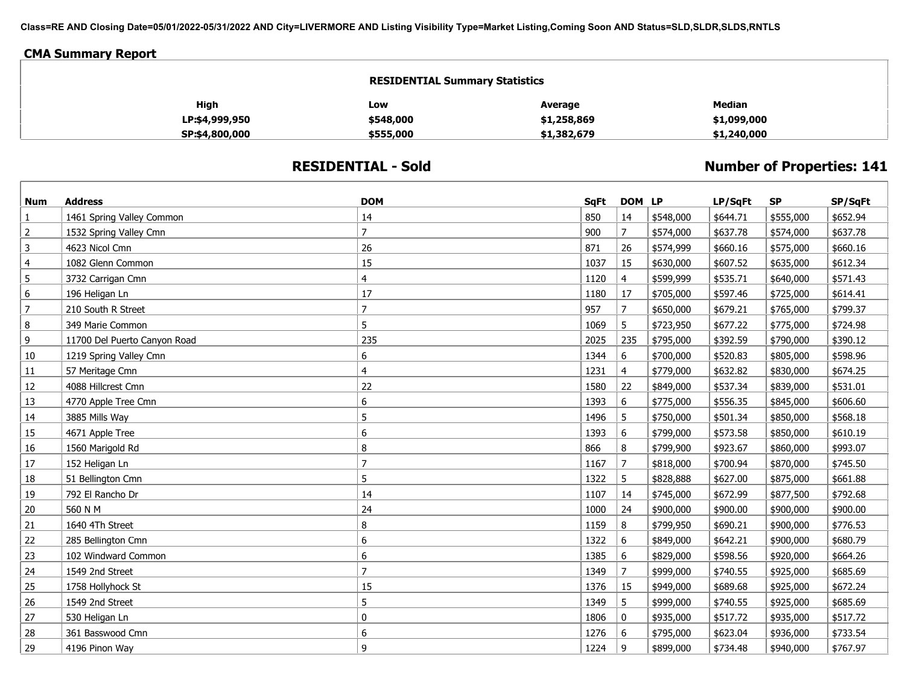Class=RE AND Closing Date=05/01/2022-05/31/2022 AND City=LIVERMORE AND Listing Visibility Type=Market Listing,Coming Soon AND Status=SLD,SLDR,SLDS,RNTLS

## CMA Summary Report

### RESIDENTIAL Summary Statistics

| High | Low | Average | Median |
|---|---|---|---|
| LP:$4,999,950 | $548,000 | $1,258,869 | $1,099,000 |
| SP:$4,800,000 | $555,000 | $1,382,679 | $1,240,000 |

## RESIDENTIAL - Sold

**Number of Properties: 141**

| Num | Address | DOM | SqFt | DOM | LP | LP/SqFt | SP | SP/SqFt |
|---|---|---|---|---|---|---|---|---|
| 1 | 1461 Spring Valley Common | 14 | 850 | 14 | $548,000 | $644.71 | $555,000 | $652.94 |
| 2 | 1532 Spring Valley Cmn | 7 | 900 | 7 | $574,000 | $637.78 | $574,000 | $637.78 |
| 3 | 4623 Nicol Cmn | 26 | 871 | 26 | $574,999 | $660.16 | $575,000 | $660.16 |
| 4 | 1082 Glenn Common | 15 | 1037 | 15 | $630,000 | $607.52 | $635,000 | $612.34 |
| 5 | 3732 Carrigan Cmn | 4 | 1120 | 4 | $599,999 | $535.71 | $640,000 | $571.43 |
| 6 | 196 Heligan Ln | 17 | 1180 | 17 | $705,000 | $597.46 | $725,000 | $614.41 |
| 7 | 210 South R Street | 7 | 957 | 7 | $650,000 | $679.21 | $765,000 | $799.37 |
| 8 | 349 Marie Common | 5 | 1069 | 5 | $723,950 | $677.22 | $775,000 | $724.98 |
| 9 | 11700 Del Puerto Canyon Road | 235 | 2025 | 235 | $795,000 | $392.59 | $790,000 | $390.12 |
| 10 | 1219 Spring Valley Cmn | 6 | 1344 | 6 | $700,000 | $520.83 | $805,000 | $598.96 |
| 11 | 57 Meritage Cmn | 4 | 1231 | 4 | $779,000 | $632.82 | $830,000 | $674.25 |
| 12 | 4088 Hillcrest Cmn | 22 | 1580 | 22 | $849,000 | $537.34 | $839,000 | $531.01 |
| 13 | 4770 Apple Tree Cmn | 6 | 1393 | 6 | $775,000 | $556.35 | $845,000 | $606.60 |
| 14 | 3885 Mills Way | 5 | 1496 | 5 | $750,000 | $501.34 | $850,000 | $568.18 |
| 15 | 4671 Apple Tree | 6 | 1393 | 6 | $799,000 | $573.58 | $850,000 | $610.19 |
| 16 | 1560 Marigold Rd | 8 | 866 | 8 | $799,900 | $923.67 | $860,000 | $993.07 |
| 17 | 152 Heligan Ln | 7 | 1167 | 7 | $818,000 | $700.94 | $870,000 | $745.50 |
| 18 | 51 Bellington Cmn | 5 | 1322 | 5 | $828,888 | $627.00 | $875,000 | $661.88 |
| 19 | 792 El Rancho Dr | 14 | 1107 | 14 | $745,000 | $672.99 | $877,500 | $792.68 |
| 20 | 560 N M | 24 | 1000 | 24 | $900,000 | $900.00 | $900,000 | $900.00 |
| 21 | 1640 4Th Street | 8 | 1159 | 8 | $799,950 | $690.21 | $900,000 | $776.53 |
| 22 | 285 Bellington Cmn | 6 | 1322 | 6 | $849,000 | $642.21 | $900,000 | $680.79 |
| 23 | 102 Windward Common | 6 | 1385 | 6 | $829,000 | $598.56 | $920,000 | $664.26 |
| 24 | 1549 2nd Street | 7 | 1349 | 7 | $999,000 | $740.55 | $925,000 | $685.69 |
| 25 | 1758 Hollyhock St | 15 | 1376 | 15 | $949,000 | $689.68 | $925,000 | $672.24 |
| 26 | 1549 2nd Street | 5 | 1349 | 5 | $999,000 | $740.55 | $925,000 | $685.69 |
| 27 | 530 Heligan Ln | 0 | 1806 | 0 | $935,000 | $517.72 | $935,000 | $517.72 |
| 28 | 361 Basswood Cmn | 6 | 1276 | 6 | $795,000 | $623.04 | $936,000 | $733.54 |
| 29 | 4196 Pinon Way | 9 | 1224 | 9 | $899,000 | $734.48 | $940,000 | $767.97 |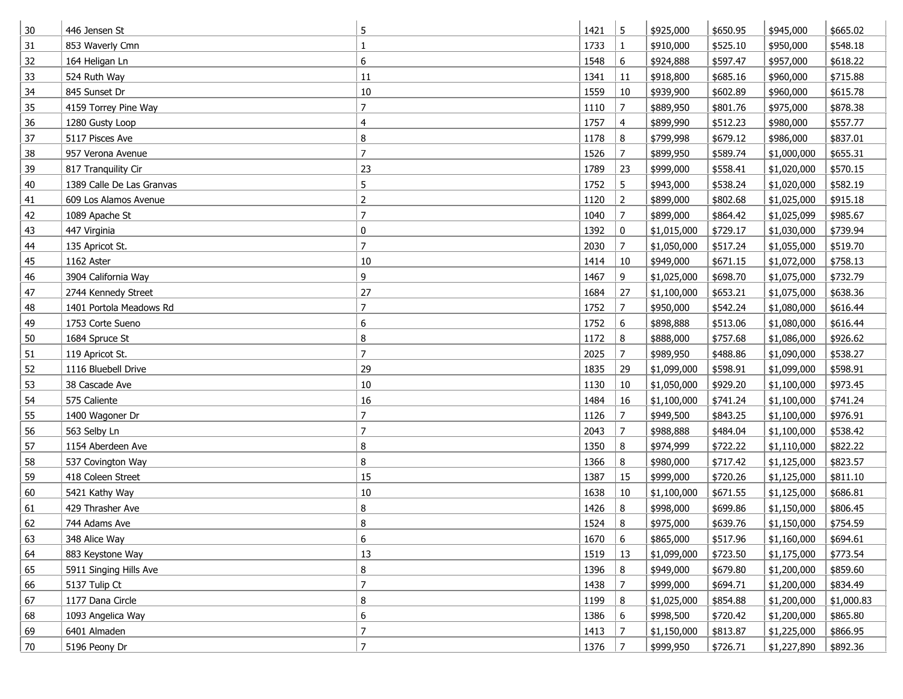| 30 | 446 Jensen St | 5 | 1421 | 5 | $925,000 | $650.95 | $945,000 | $665.02 |
|---|---|---|---|---|---|---|---|---|
| 31 | 853 Waverly Cmn | 1 | 1733 | 1 | $910,000 | $525.10 | $950,000 | $548.18 |
| 32 | 164 Heligan Ln | 6 | 1548 | 6 | $924,888 | $597.47 | $957,000 | $618.22 |
| 33 | 524 Ruth Way | 11 | 1341 | 11 | $918,800 | $685.16 | $960,000 | $715.88 |
| 34 | 845 Sunset Dr | 10 | 1559 | 10 | $939,900 | $602.89 | $960,000 | $615.78 |
| 35 | 4159 Torrey Pine Way | 7 | 1110 | 7 | $889,950 | $801.76 | $975,000 | $878.38 |
| 36 | 1280 Gusty Loop | 4 | 1757 | 4 | $899,990 | $512.23 | $980,000 | $557.77 |
| 37 | 5117 Pisces Ave | 8 | 1178 | 8 | $799,998 | $679.12 | $986,000 | $837.01 |
| 38 | 957 Verona Avenue | 7 | 1526 | 7 | $899,950 | $589.74 | $1,000,000 | $655.31 |
| 39 | 817 Tranquility Cir | 23 | 1789 | 23 | $999,000 | $558.41 | $1,020,000 | $570.15 |
| 40 | 1389 Calle De Las Granvas | 5 | 1752 | 5 | $943,000 | $538.24 | $1,020,000 | $582.19 |
| 41 | 609 Los Alamos Avenue | 2 | 1120 | 2 | $899,000 | $802.68 | $1,025,000 | $915.18 |
| 42 | 1089 Apache St | 7 | 1040 | 7 | $899,000 | $864.42 | $1,025,099 | $985.67 |
| 43 | 447 Virginia | 0 | 1392 | 0 | $1,015,000 | $729.17 | $1,030,000 | $739.94 |
| 44 | 135 Apricot St. | 7 | 2030 | 7 | $1,050,000 | $517.24 | $1,055,000 | $519.70 |
| 45 | 1162 Aster | 10 | 1414 | 10 | $949,000 | $671.15 | $1,072,000 | $758.13 |
| 46 | 3904 California Way | 9 | 1467 | 9 | $1,025,000 | $698.70 | $1,075,000 | $732.79 |
| 47 | 2744 Kennedy Street | 27 | 1684 | 27 | $1,100,000 | $653.21 | $1,075,000 | $638.36 |
| 48 | 1401 Portola Meadows Rd | 7 | 1752 | 7 | $950,000 | $542.24 | $1,080,000 | $616.44 |
| 49 | 1753 Corte Sueno | 6 | 1752 | 6 | $898,888 | $513.06 | $1,080,000 | $616.44 |
| 50 | 1684 Spruce St | 8 | 1172 | 8 | $888,000 | $757.68 | $1,086,000 | $926.62 |
| 51 | 119 Apricot St. | 7 | 2025 | 7 | $989,950 | $488.86 | $1,090,000 | $538.27 |
| 52 | 1116 Bluebell Drive | 29 | 1835 | 29 | $1,099,000 | $598.91 | $1,099,000 | $598.91 |
| 53 | 38 Cascade Ave | 10 | 1130 | 10 | $1,050,000 | $929.20 | $1,100,000 | $973.45 |
| 54 | 575 Caliente | 16 | 1484 | 16 | $1,100,000 | $741.24 | $1,100,000 | $741.24 |
| 55 | 1400 Wagoner Dr | 7 | 1126 | 7 | $949,500 | $843.25 | $1,100,000 | $976.91 |
| 56 | 563 Selby Ln | 7 | 2043 | 7 | $988,888 | $484.04 | $1,100,000 | $538.42 |
| 57 | 1154 Aberdeen Ave | 8 | 1350 | 8 | $974,999 | $722.22 | $1,110,000 | $822.22 |
| 58 | 537 Covington Way | 8 | 1366 | 8 | $980,000 | $717.42 | $1,125,000 | $823.57 |
| 59 | 418 Coleen Street | 15 | 1387 | 15 | $999,000 | $720.26 | $1,125,000 | $811.10 |
| 60 | 5421 Kathy Way | 10 | 1638 | 10 | $1,100,000 | $671.55 | $1,125,000 | $686.81 |
| 61 | 429 Thrasher Ave | 8 | 1426 | 8 | $998,000 | $699.86 | $1,150,000 | $806.45 |
| 62 | 744 Adams Ave | 8 | 1524 | 8 | $975,000 | $639.76 | $1,150,000 | $754.59 |
| 63 | 348 Alice Way | 6 | 1670 | 6 | $865,000 | $517.96 | $1,160,000 | $694.61 |
| 64 | 883 Keystone Way | 13 | 1519 | 13 | $1,099,000 | $723.50 | $1,175,000 | $773.54 |
| 65 | 5911 Singing Hills Ave | 8 | 1396 | 8 | $949,000 | $679.80 | $1,200,000 | $859.60 |
| 66 | 5137 Tulip Ct | 7 | 1438 | 7 | $999,000 | $694.71 | $1,200,000 | $834.49 |
| 67 | 1177 Dana Circle | 8 | 1199 | 8 | $1,025,000 | $854.88 | $1,200,000 | $1,000.83 |
| 68 | 1093 Angelica Way | 6 | 1386 | 6 | $998,500 | $720.42 | $1,200,000 | $865.80 |
| 69 | 6401 Almaden | 7 | 1413 | 7 | $1,150,000 | $813.87 | $1,225,000 | $866.95 |
| 70 | 5196 Peony Dr | 7 | 1376 | 7 | $999,950 | $726.71 | $1,227,890 | $892.36 |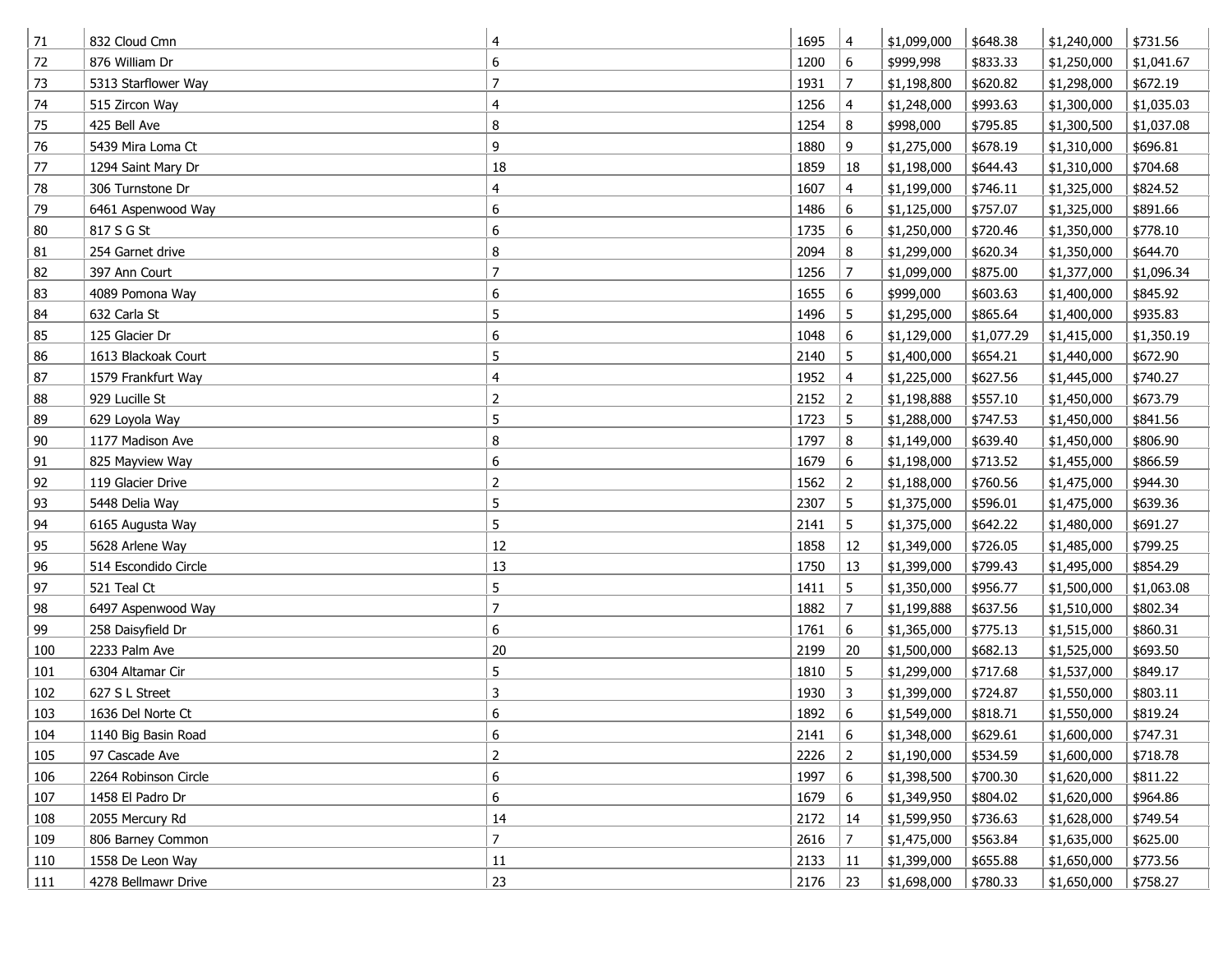| 71 | 832 Cloud Cmn | 4 | 1695 | 4 | $1,099,000 | $648.38 | $1,240,000 | $731.56 |
|---|---|---|---|---|---|---|---|---|
| 72 | 876 William Dr | 6 | 1200 | 6 | $999,998 | $833.33 | $1,250,000 | $1,041.67 |
| 73 | 5313 Starflower Way | 7 | 1931 | 7 | $1,198,800 | $620.82 | $1,298,000 | $672.19 |
| 74 | 515 Zircon Way | 4 | 1256 | 4 | $1,248,000 | $993.63 | $1,300,000 | $1,035.03 |
| 75 | 425 Bell Ave | 8 | 1254 | 8 | $998,000 | $795.85 | $1,300,500 | $1,037.08 |
| 76 | 5439 Mira Loma Ct | 9 | 1880 | 9 | $1,275,000 | $678.19 | $1,310,000 | $696.81 |
| 77 | 1294 Saint Mary Dr | 18 | 1859 | 18 | $1,198,000 | $644.43 | $1,310,000 | $704.68 |
| 78 | 306 Turnstone Dr | 4 | 1607 | 4 | $1,199,000 | $746.11 | $1,325,000 | $824.52 |
| 79 | 6461 Aspenwood Way | 6 | 1486 | 6 | $1,125,000 | $757.07 | $1,325,000 | $891.66 |
| 80 | 817 S G St | 6 | 1735 | 6 | $1,250,000 | $720.46 | $1,350,000 | $778.10 |
| 81 | 254 Garnet drive | 8 | 2094 | 8 | $1,299,000 | $620.34 | $1,350,000 | $644.70 |
| 82 | 397 Ann Court | 7 | 1256 | 7 | $1,099,000 | $875.00 | $1,377,000 | $1,096.34 |
| 83 | 4089 Pomona Way | 6 | 1655 | 6 | $999,000 | $603.63 | $1,400,000 | $845.92 |
| 84 | 632 Carla St | 5 | 1496 | 5 | $1,295,000 | $865.64 | $1,400,000 | $935.83 |
| 85 | 125 Glacier Dr | 6 | 1048 | 6 | $1,129,000 | $1,077.29 | $1,415,000 | $1,350.19 |
| 86 | 1613 Blackoak Court | 5 | 2140 | 5 | $1,400,000 | $654.21 | $1,440,000 | $672.90 |
| 87 | 1579 Frankfurt Way | 4 | 1952 | 4 | $1,225,000 | $627.56 | $1,445,000 | $740.27 |
| 88 | 929 Lucille St | 2 | 2152 | 2 | $1,198,888 | $557.10 | $1,450,000 | $673.79 |
| 89 | 629 Loyola Way | 5 | 1723 | 5 | $1,288,000 | $747.53 | $1,450,000 | $841.56 |
| 90 | 1177 Madison Ave | 8 | 1797 | 8 | $1,149,000 | $639.40 | $1,450,000 | $806.90 |
| 91 | 825 Mayview Way | 6 | 1679 | 6 | $1,198,000 | $713.52 | $1,455,000 | $866.59 |
| 92 | 119 Glacier Drive | 2 | 1562 | 2 | $1,188,000 | $760.56 | $1,475,000 | $944.30 |
| 93 | 5448 Delia Way | 5 | 2307 | 5 | $1,375,000 | $596.01 | $1,475,000 | $639.36 |
| 94 | 6165 Augusta Way | 5 | 2141 | 5 | $1,375,000 | $642.22 | $1,480,000 | $691.27 |
| 95 | 5628 Arlene Way | 12 | 1858 | 12 | $1,349,000 | $726.05 | $1,485,000 | $799.25 |
| 96 | 514 Escondido Circle | 13 | 1750 | 13 | $1,399,000 | $799.43 | $1,495,000 | $854.29 |
| 97 | 521 Teal Ct | 5 | 1411 | 5 | $1,350,000 | $956.77 | $1,500,000 | $1,063.08 |
| 98 | 6497 Aspenwood Way | 7 | 1882 | 7 | $1,199,888 | $637.56 | $1,510,000 | $802.34 |
| 99 | 258 Daisyfield Dr | 6 | 1761 | 6 | $1,365,000 | $775.13 | $1,515,000 | $860.31 |
| 100 | 2233 Palm Ave | 20 | 2199 | 20 | $1,500,000 | $682.13 | $1,525,000 | $693.50 |
| 101 | 6304 Altamar Cir | 5 | 1810 | 5 | $1,299,000 | $717.68 | $1,537,000 | $849.17 |
| 102 | 627 S L Street | 3 | 1930 | 3 | $1,399,000 | $724.87 | $1,550,000 | $803.11 |
| 103 | 1636 Del Norte Ct | 6 | 1892 | 6 | $1,549,000 | $818.71 | $1,550,000 | $819.24 |
| 104 | 1140 Big Basin Road | 6 | 2141 | 6 | $1,348,000 | $629.61 | $1,600,000 | $747.31 |
| 105 | 97 Cascade Ave | 2 | 2226 | 2 | $1,190,000 | $534.59 | $1,600,000 | $718.78 |
| 106 | 2264 Robinson Circle | 6 | 1997 | 6 | $1,398,500 | $700.30 | $1,620,000 | $811.22 |
| 107 | 1458 El Padro Dr | 6 | 1679 | 6 | $1,349,950 | $804.02 | $1,620,000 | $964.86 |
| 108 | 2055 Mercury Rd | 14 | 2172 | 14 | $1,599,950 | $736.63 | $1,628,000 | $749.54 |
| 109 | 806 Barney Common | 7 | 2616 | 7 | $1,475,000 | $563.84 | $1,635,000 | $625.00 |
| 110 | 1558 De Leon Way | 11 | 2133 | 11 | $1,399,000 | $655.88 | $1,650,000 | $773.56 |
| 111 | 4278 Bellmawr Drive | 23 | 2176 | 23 | $1,698,000 | $780.33 | $1,650,000 | $758.27 |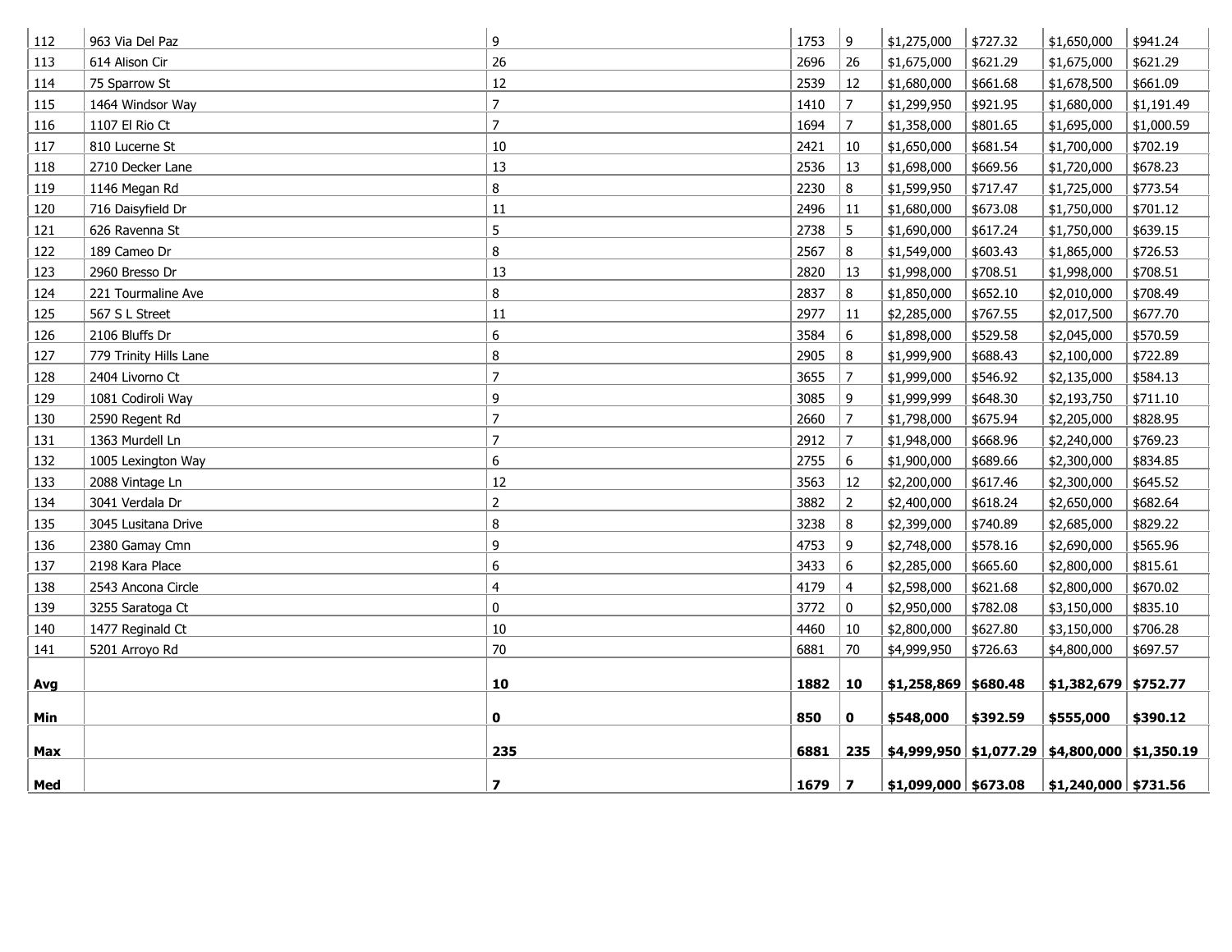| | | | | | | | | |
|---|---|---|---|---|---|---|---|---|
| 112 | 963 Via Del Paz | 9 | 1753 | 9 | $1,275,000 | $727.32 | $1,650,000 | $941.24 |
| 113 | 614 Alison Cir | 26 | 2696 | 26 | $1,675,000 | $621.29 | $1,675,000 | $621.29 |
| 114 | 75 Sparrow St | 12 | 2539 | 12 | $1,680,000 | $661.68 | $1,678,500 | $661.09 |
| 115 | 1464 Windsor Way | 7 | 1410 | 7 | $1,299,950 | $921.95 | $1,680,000 | $1,191.49 |
| 116 | 1107 El Rio Ct | 7 | 1694 | 7 | $1,358,000 | $801.65 | $1,695,000 | $1,000.59 |
| 117 | 810 Lucerne St | 10 | 2421 | 10 | $1,650,000 | $681.54 | $1,700,000 | $702.19 |
| 118 | 2710 Decker Lane | 13 | 2536 | 13 | $1,698,000 | $669.56 | $1,720,000 | $678.23 |
| 119 | 1146 Megan Rd | 8 | 2230 | 8 | $1,599,950 | $717.47 | $1,725,000 | $773.54 |
| 120 | 716 Daisyfield Dr | 11 | 2496 | 11 | $1,680,000 | $673.08 | $1,750,000 | $701.12 |
| 121 | 626 Ravenna St | 5 | 2738 | 5 | $1,690,000 | $617.24 | $1,750,000 | $639.15 |
| 122 | 189 Cameo Dr | 8 | 2567 | 8 | $1,549,000 | $603.43 | $1,865,000 | $726.53 |
| 123 | 2960 Bresso Dr | 13 | 2820 | 13 | $1,998,000 | $708.51 | $1,998,000 | $708.51 |
| 124 | 221 Tourmaline Ave | 8 | 2837 | 8 | $1,850,000 | $652.10 | $2,010,000 | $708.49 |
| 125 | 567 S L Street | 11 | 2977 | 11 | $2,285,000 | $767.55 | $2,017,500 | $677.70 |
| 126 | 2106 Bluffs Dr | 6 | 3584 | 6 | $1,898,000 | $529.58 | $2,045,000 | $570.59 |
| 127 | 779 Trinity Hills Lane | 8 | 2905 | 8 | $1,999,900 | $688.43 | $2,100,000 | $722.89 |
| 128 | 2404 Livorno Ct | 7 | 3655 | 7 | $1,999,000 | $546.92 | $2,135,000 | $584.13 |
| 129 | 1081 Codiroli Way | 9 | 3085 | 9 | $1,999,999 | $648.30 | $2,193,750 | $711.10 |
| 130 | 2590 Regent Rd | 7 | 2660 | 7 | $1,798,000 | $675.94 | $2,205,000 | $828.95 |
| 131 | 1363 Murdell Ln | 7 | 2912 | 7 | $1,948,000 | $668.96 | $2,240,000 | $769.23 |
| 132 | 1005 Lexington Way | 6 | 2755 | 6 | $1,900,000 | $689.66 | $2,300,000 | $834.85 |
| 133 | 2088 Vintage Ln | 12 | 3563 | 12 | $2,200,000 | $617.46 | $2,300,000 | $645.52 |
| 134 | 3041 Verdala Dr | 2 | 3882 | 2 | $2,400,000 | $618.24 | $2,650,000 | $682.64 |
| 135 | 3045 Lusitana Drive | 8 | 3238 | 8 | $2,399,000 | $740.89 | $2,685,000 | $829.22 |
| 136 | 2380 Gamay Cmn | 9 | 4753 | 9 | $2,748,000 | $578.16 | $2,690,000 | $565.96 |
| 137 | 2198 Kara Place | 6 | 3433 | 6 | $2,285,000 | $665.60 | $2,800,000 | $815.61 |
| 138 | 2543 Ancona Circle | 4 | 4179 | 4 | $2,598,000 | $621.68 | $2,800,000 | $670.02 |
| 139 | 3255 Saratoga Ct | 0 | 3772 | 0 | $2,950,000 | $782.08 | $3,150,000 | $835.10 |
| 140 | 1477 Reginald Ct | 10 | 4460 | 10 | $2,800,000 | $627.80 | $3,150,000 | $706.28 |
| 141 | 5201 Arroyo Rd | 70 | 6881 | 70 | $4,999,950 | $726.63 | $4,800,000 | $697.57 |
| **Avg** | | **10** | **1882** | **10** | **$1,258,869** | **$680.48** | **$1,382,679** | **$752.77** |
| **Min** | | **0** | **850** | **0** | **$548,000** | **$392.59** | **$555,000** | **$390.12** |
| **Max** | | **235** | **6881** | **235** | **$4,999,950** | **$1,077.29** | **$4,800,000** | **$1,350.19** |
| **Med** | | **7** | **1679** | **7** | **$1,099,000** | **$673.08** | **$1,240,000** | **$731.56** |